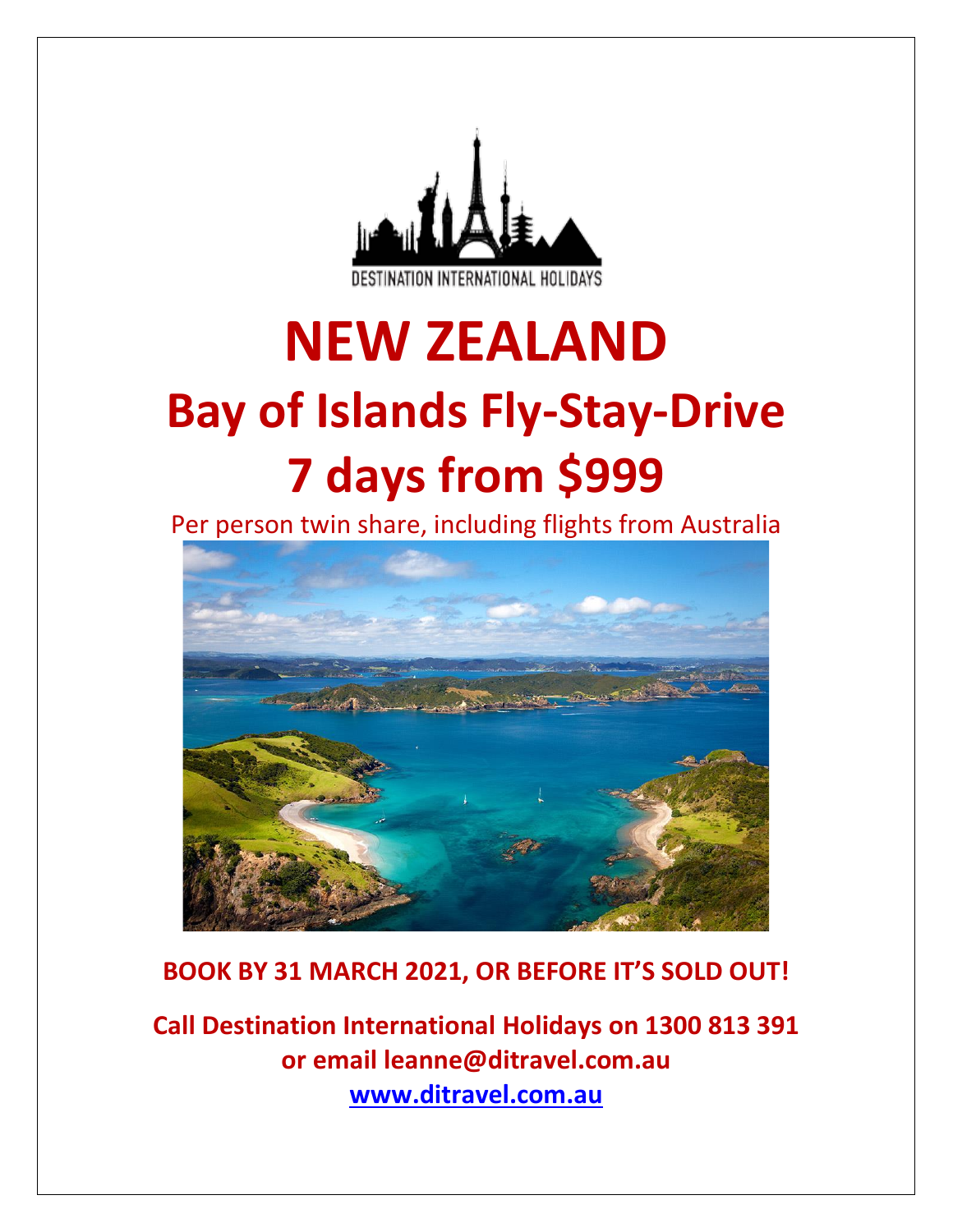DESTINATION INTERNATIONAL HOLIDAYS

# NEW ZEALAND

## Bay of Islands Fly-Stay-Drive

## 7 days from $999

Per person twin share, including flights from Australia

**BOOK BY 31 MARCH 2021, OR BEFORE IT'S SOLD OUT!**

**Call Destination International Holidays on 1300 813 391**
**or email leanne@ditravel.com.au**
**www.ditravel.com.au**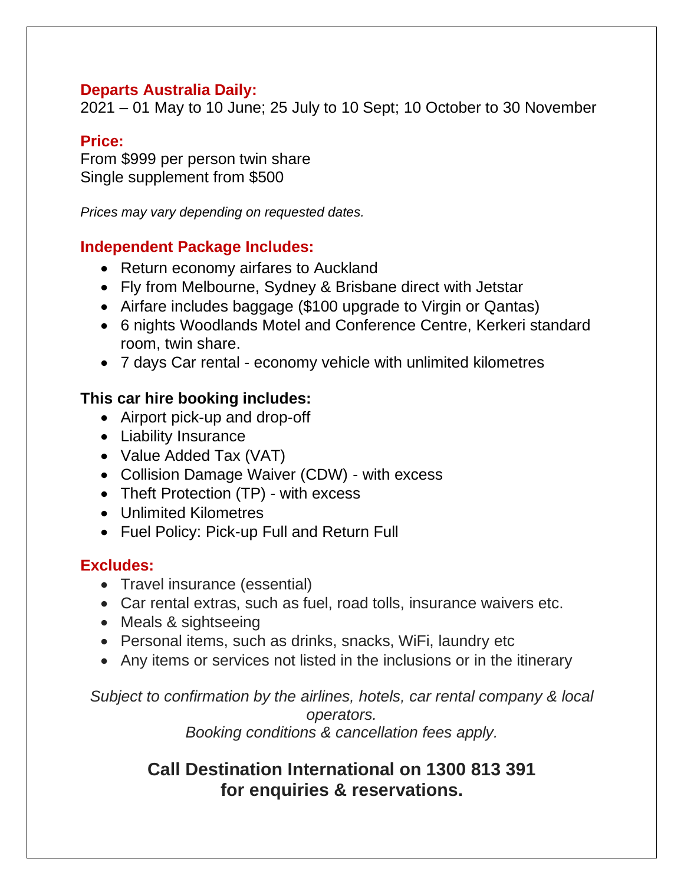**Departs Australia Daily:**
2021 – 01 May to 10 June; 25 July to 10 Sept; 10 October to 30 November

**Price:**
From $999 per person twin share
Single supplement from $500

*Prices may vary depending on requested dates.*

**Independent Package Includes:**

- Return economy airfares to Auckland
- Fly from Melbourne, Sydney & Brisbane direct with Jetstar
- Airfare includes baggage ($100 upgrade to Virgin or Qantas)
- 6 nights Woodlands Motel and Conference Centre, Kerkeri standard room, twin share.
- 7 days Car rental - economy vehicle with unlimited kilometres

**This car hire booking includes:**

- Airport pick-up and drop-off
- Liability Insurance
- Value Added Tax (VAT)
- Collision Damage Waiver (CDW) - with excess
- Theft Protection (TP) - with excess
- Unlimited Kilometres
- Fuel Policy: Pick-up Full and Return Full

**Excludes:**

- Travel insurance (essential)
- Car rental extras, such as fuel, road tolls, insurance waivers etc.
- Meals & sightseeing
- Personal items, such as drinks, snacks, WiFi, laundry etc
- Any items or services not listed in the inclusions or in the itinerary

*Subject to confirmation by the airlines, hotels, car rental company & local operators.*
*Booking conditions & cancellation fees apply.*

**Call Destination International on 1300 813 391**
**for enquiries & reservations.**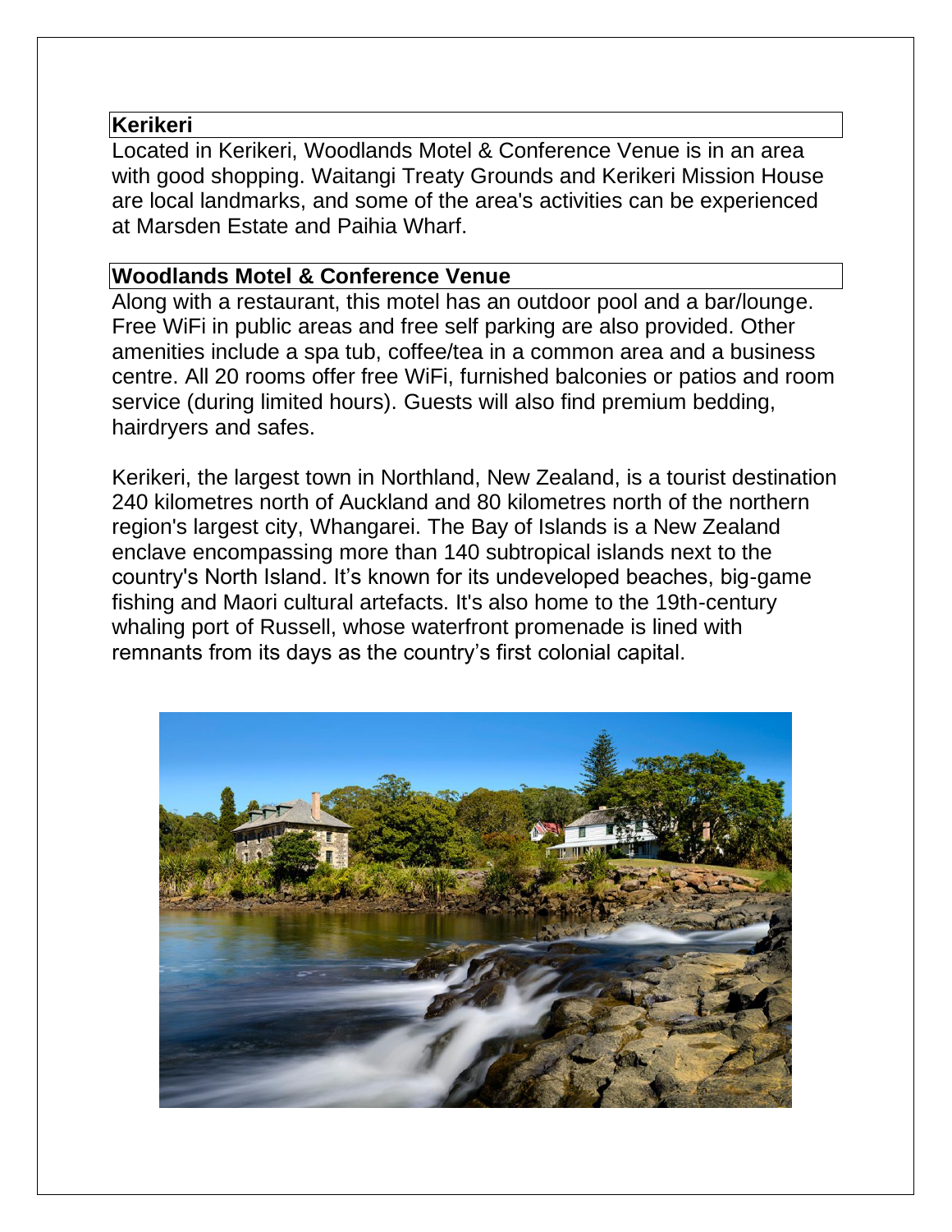## Kerikeri

Located in Kerikeri, Woodlands Motel & Conference Venue is in an area with good shopping. Waitangi Treaty Grounds and Kerikeri Mission House are local landmarks, and some of the area's activities can be experienced at Marsden Estate and Paihia Wharf.

## Woodlands Motel & Conference Venue

Along with a restaurant, this motel has an outdoor pool and a bar/lounge. Free WiFi in public areas and free self parking are also provided. Other amenities include a spa tub, coffee/tea in a common area and a business centre. All 20 rooms offer free WiFi, furnished balconies or patios and room service (during limited hours). Guests will also find premium bedding, hairdryers and safes.

Kerikeri, the largest town in Northland, New Zealand, is a tourist destination 240 kilometres north of Auckland and 80 kilometres north of the northern region's largest city, Whangarei. The Bay of Islands is a New Zealand enclave encompassing more than 140 subtropical islands next to the country's North Island. It's known for its undeveloped beaches, big-game fishing and Maori cultural artefacts. It's also home to the 19th-century whaling port of Russell, whose waterfront promenade is lined with remnants from its days as the country's first colonial capital.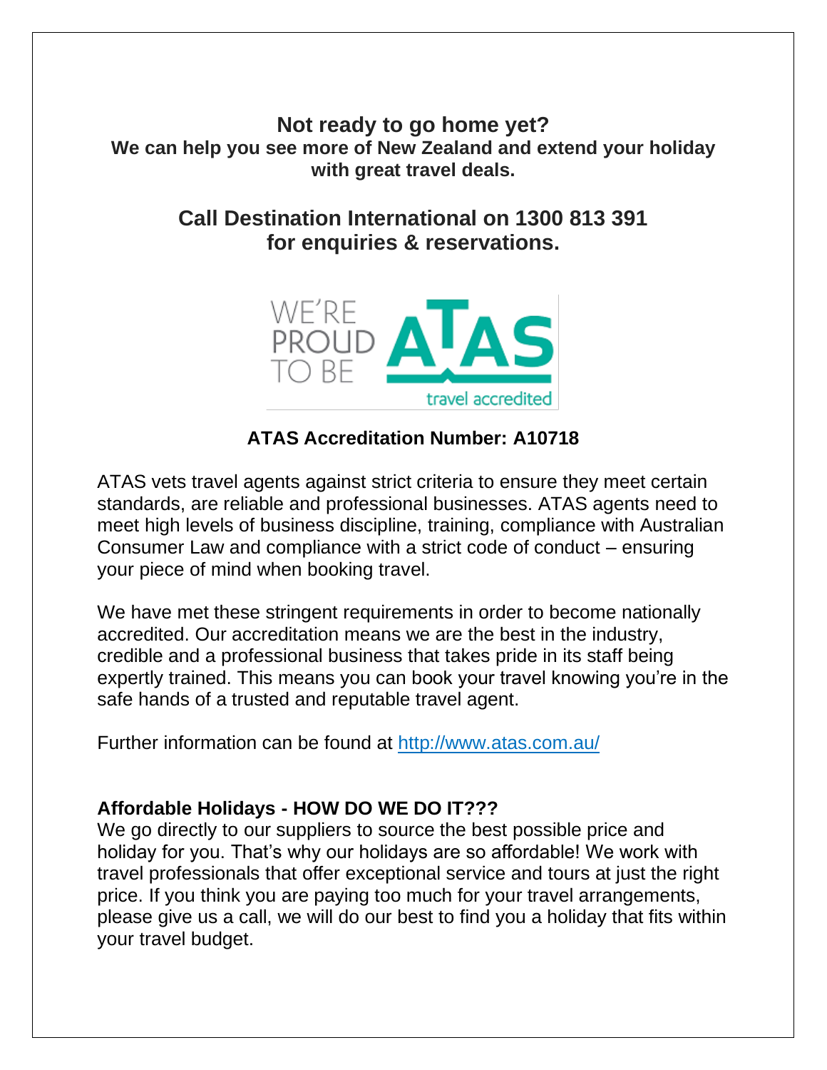## Not ready to go home yet?

**We can help you see more of New Zealand and extend your holiday with great travel deals.**

## Call Destination International on 1300 813 391 for enquiries & reservations.

WE'RE PROUD TO BE ATAS travel accredited

**ATAS Accreditation Number: A10718**

ATAS vets travel agents against strict criteria to ensure they meet certain standards, are reliable and professional businesses. ATAS agents need to meet high levels of business discipline, training, compliance with Australian Consumer Law and compliance with a strict code of conduct – ensuring your piece of mind when booking travel.

We have met these stringent requirements in order to become nationally accredited. Our accreditation means we are the best in the industry, credible and a professional business that takes pride in its staff being expertly trained. This means you can book your travel knowing you're in the safe hands of a trusted and reputable travel agent.

Further information can be found at [http://www.atas.com.au/](http://www.atas.com.au/)

**Affordable Holidays - HOW DO WE DO IT???**

We go directly to our suppliers to source the best possible price and holiday for you. That's why our holidays are so affordable! We work with travel professionals that offer exceptional service and tours at just the right price. If you think you are paying too much for your travel arrangements, please give us a call, we will do our best to find you a holiday that fits within your travel budget.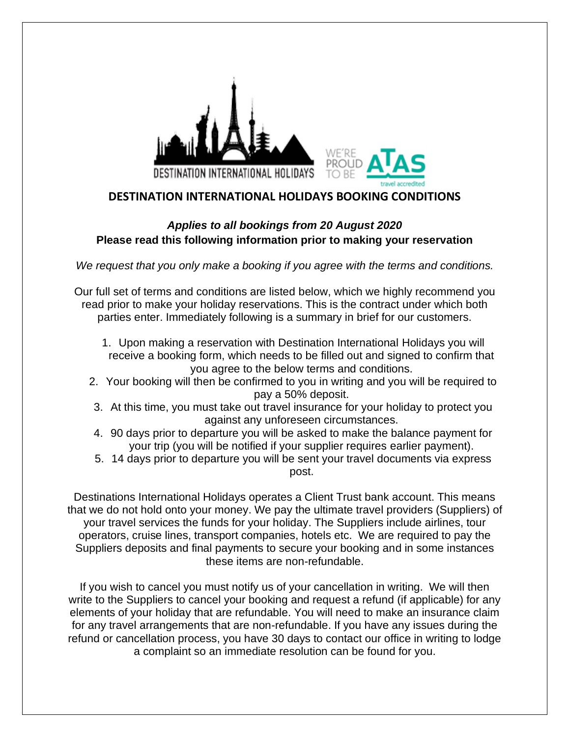# DESTINATION INTERNATIONAL HOLIDAYS BOOKING CONDITIONS

***Applies to all bookings from 20 August 2020***

**Please read this following information prior to making your reservation**

*We request that you only make a booking if you agree with the terms and conditions.*

Our full set of terms and conditions are listed below, which we highly recommend you read prior to make your holiday reservations. This is the contract under which both parties enter. Immediately following is a summary in brief for our customers.

1. Upon making a reservation with Destination International Holidays you will receive a booking form, which needs to be filled out and signed to confirm that you agree to the below terms and conditions.
2. Your booking will then be confirmed to you in writing and you will be required to pay a 50% deposit.
3. At this time, you must take out travel insurance for your holiday to protect you against any unforeseen circumstances.
4. 90 days prior to departure you will be asked to make the balance payment for your trip (you will be notified if your supplier requires earlier payment).
5. 14 days prior to departure you will be sent your travel documents via express post.

Destinations International Holidays operates a Client Trust bank account. This means that we do not hold onto your money. We pay the ultimate travel providers (Suppliers) of your travel services the funds for your holiday. The Suppliers include airlines, tour operators, cruise lines, transport companies, hotels etc. We are required to pay the Suppliers deposits and final payments to secure your booking and in some instances these items are non-refundable.

If you wish to cancel you must notify us of your cancellation in writing. We will then write to the Suppliers to cancel your booking and request a refund (if applicable) for any elements of your holiday that are refundable. You will need to make an insurance claim for any travel arrangements that are non-refundable. If you have any issues during the refund or cancellation process, you have 30 days to contact our office in writing to lodge a complaint so an immediate resolution can be found for you.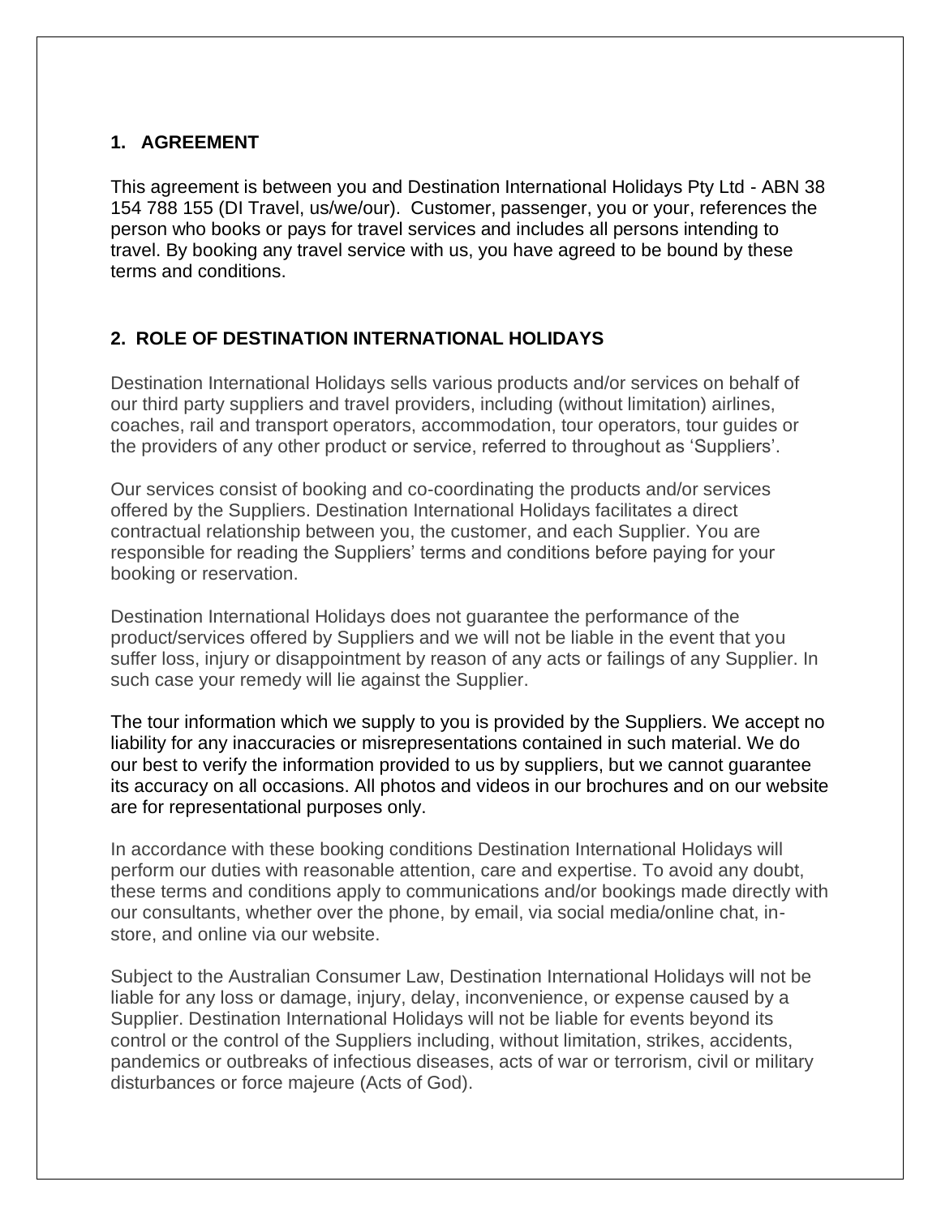## 1. AGREEMENT

This agreement is between you and Destination International Holidays Pty Ltd - ABN 38 154 788 155 (DI Travel, us/we/our). Customer, passenger, you or your, references the person who books or pays for travel services and includes all persons intending to travel. By booking any travel service with us, you have agreed to be bound by these terms and conditions.

## 2. ROLE OF DESTINATION INTERNATIONAL HOLIDAYS

Destination International Holidays sells various products and/or services on behalf of our third party suppliers and travel providers, including (without limitation) airlines, coaches, rail and transport operators, accommodation, tour operators, tour guides or the providers of any other product or service, referred to throughout as 'Suppliers'.

Our services consist of booking and co-coordinating the products and/or services offered by the Suppliers. Destination International Holidays facilitates a direct contractual relationship between you, the customer, and each Supplier. You are responsible for reading the Suppliers' terms and conditions before paying for your booking or reservation.

Destination International Holidays does not guarantee the performance of the product/services offered by Suppliers and we will not be liable in the event that you suffer loss, injury or disappointment by reason of any acts or failings of any Supplier. In such case your remedy will lie against the Supplier.

The tour information which we supply to you is provided by the Suppliers. We accept no liability for any inaccuracies or misrepresentations contained in such material. We do our best to verify the information provided to us by suppliers, but we cannot guarantee its accuracy on all occasions. All photos and videos in our brochures and on our website are for representational purposes only.

In accordance with these booking conditions Destination International Holidays will perform our duties with reasonable attention, care and expertise. To avoid any doubt, these terms and conditions apply to communications and/or bookings made directly with our consultants, whether over the phone, by email, via social media/online chat, in-store, and online via our website.

Subject to the Australian Consumer Law, Destination International Holidays will not be liable for any loss or damage, injury, delay, inconvenience, or expense caused by a Supplier. Destination International Holidays will not be liable for events beyond its control or the control of the Suppliers including, without limitation, strikes, accidents, pandemics or outbreaks of infectious diseases, acts of war or terrorism, civil or military disturbances or force majeure (Acts of God).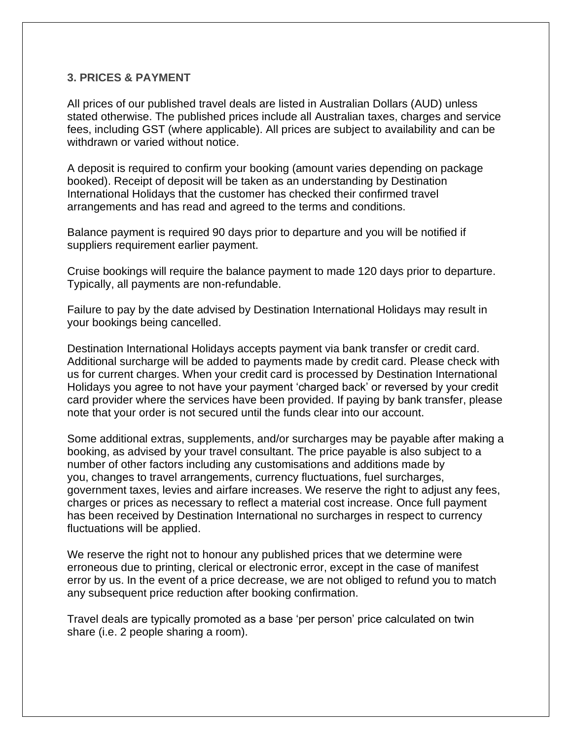### 3. PRICES & PAYMENT

All prices of our published travel deals are listed in Australian Dollars (AUD) unless stated otherwise. The published prices include all Australian taxes, charges and service fees, including GST (where applicable). All prices are subject to availability and can be withdrawn or varied without notice.

A deposit is required to confirm your booking (amount varies depending on package booked). Receipt of deposit will be taken as an understanding by Destination International Holidays that the customer has checked their confirmed travel arrangements and has read and agreed to the terms and conditions.

Balance payment is required 90 days prior to departure and you will be notified if suppliers requirement earlier payment.

Cruise bookings will require the balance payment to made 120 days prior to departure. Typically, all payments are non-refundable.

Failure to pay by the date advised by Destination International Holidays may result in your bookings being cancelled.

Destination International Holidays accepts payment via bank transfer or credit card. Additional surcharge will be added to payments made by credit card. Please check with us for current charges. When your credit card is processed by Destination International Holidays you agree to not have your payment 'charged back' or reversed by your credit card provider where the services have been provided. If paying by bank transfer, please note that your order is not secured until the funds clear into our account.

Some additional extras, supplements, and/or surcharges may be payable after making a booking, as advised by your travel consultant. The price payable is also subject to a number of other factors including any customisations and additions made by you, changes to travel arrangements, currency fluctuations, fuel surcharges, government taxes, levies and airfare increases. We reserve the right to adjust any fees, charges or prices as necessary to reflect a material cost increase. Once full payment has been received by Destination International no surcharges in respect to currency fluctuations will be applied.

We reserve the right not to honour any published prices that we determine were erroneous due to printing, clerical or electronic error, except in the case of manifest error by us. In the event of a price decrease, we are not obliged to refund you to match any subsequent price reduction after booking confirmation.

Travel deals are typically promoted as a base 'per person' price calculated on twin share (i.e. 2 people sharing a room).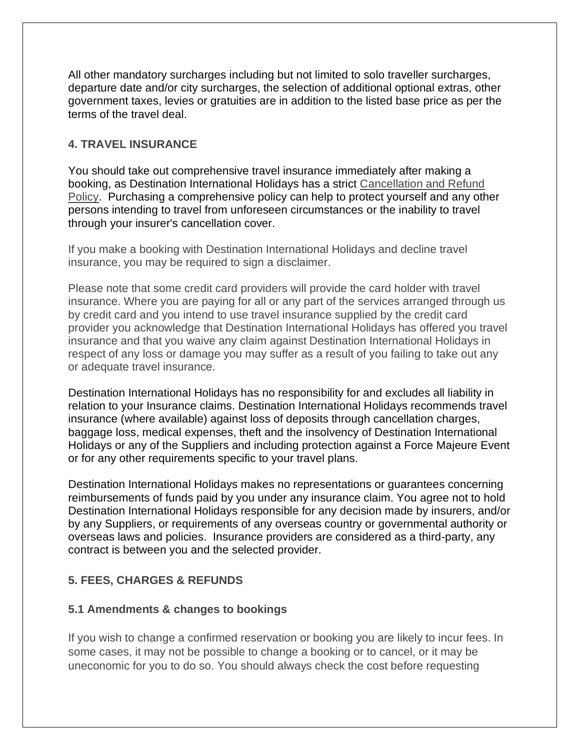All other mandatory surcharges including but not limited to solo traveller surcharges, departure date and/or city surcharges, the selection of additional optional extras, other government taxes, levies or gratuities are in addition to the listed base price as per the terms of the travel deal.

## 4. TRAVEL INSURANCE

You should take out comprehensive travel insurance immediately after making a booking, as Destination International Holidays has a strict Cancellation and Refund Policy. Purchasing a comprehensive policy can help to protect yourself and any other persons intending to travel from unforeseen circumstances or the inability to travel through your insurer's cancellation cover.

If you make a booking with Destination International Holidays and decline travel insurance, you may be required to sign a disclaimer.

Please note that some credit card providers will provide the card holder with travel insurance. Where you are paying for all or any part of the services arranged through us by credit card and you intend to use travel insurance supplied by the credit card provider you acknowledge that Destination International Holidays has offered you travel insurance and that you waive any claim against Destination International Holidays in respect of any loss or damage you may suffer as a result of you failing to take out any or adequate travel insurance.

Destination International Holidays has no responsibility for and excludes all liability in relation to your Insurance claims. Destination International Holidays recommends travel insurance (where available) against loss of deposits through cancellation charges, baggage loss, medical expenses, theft and the insolvency of Destination International Holidays or any of the Suppliers and including protection against a Force Majeure Event or for any other requirements specific to your travel plans.

Destination International Holidays makes no representations or guarantees concerning reimbursements of funds paid by you under any insurance claim. You agree not to hold Destination International Holidays responsible for any decision made by insurers, and/or by any Suppliers, or requirements of any overseas country or governmental authority or overseas laws and policies. Insurance providers are considered as a third-party, any contract is between you and the selected provider.

## 5. FEES, CHARGES & REFUNDS

### 5.1 Amendments & changes to bookings

If you wish to change a confirmed reservation or booking you are likely to incur fees. In some cases, it may not be possible to change a booking or to cancel, or it may be uneconomic for you to do so. You should always check the cost before requesting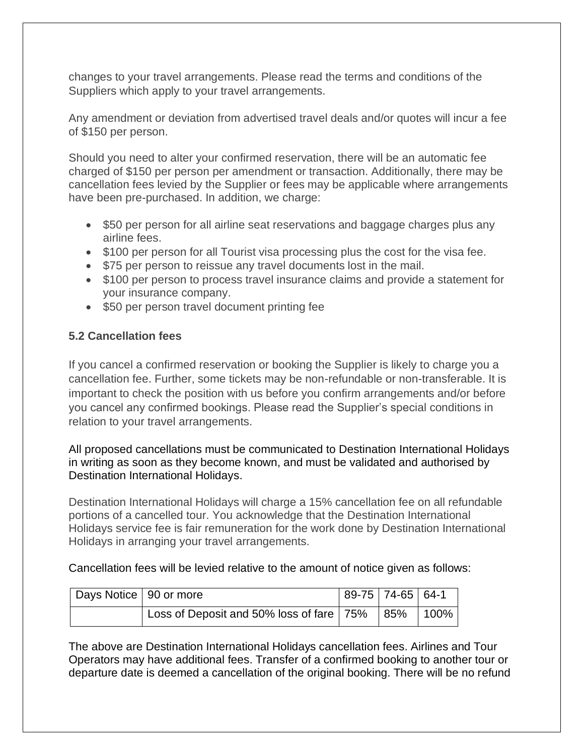changes to your travel arrangements. Please read the terms and conditions of the Suppliers which apply to your travel arrangements.

Any amendment or deviation from advertised travel deals and/or quotes will incur a fee of $150 per person.

Should you need to alter your confirmed reservation, there will be an automatic fee charged of $150 per person per amendment or transaction. Additionally, there may be cancellation fees levied by the Supplier or fees may be applicable where arrangements have been pre-purchased. In addition, we charge:

- $50 per person for all airline seat reservations and baggage charges plus any airline fees.
- $100 per person for all Tourist visa processing plus the cost for the visa fee.
- $75 per person to reissue any travel documents lost in the mail.
- $100 per person to process travel insurance claims and provide a statement for your insurance company.
- $50 per person travel document printing fee

### 5.2 Cancellation fees

If you cancel a confirmed reservation or booking the Supplier is likely to charge you a cancellation fee. Further, some tickets may be non-refundable or non-transferable. It is important to check the position with us before you confirm arrangements and/or before you cancel any confirmed bookings. Please read the Supplier's special conditions in relation to your travel arrangements.

All proposed cancellations must be communicated to Destination International Holidays in writing as soon as they become known, and must be validated and authorised by Destination International Holidays.

Destination International Holidays will charge a 15% cancellation fee on all refundable portions of a cancelled tour. You acknowledge that the Destination International Holidays service fee is fair remuneration for the work done by Destination International Holidays in arranging your travel arrangements.

Cancellation fees will be levied relative to the amount of notice given as follows:

| Days Notice | 90 or more | 89-75 | 74-65 | 64-1 |
|---|---|---|---|---|
| | Loss of Deposit and 50% loss of fare | 75% | 85% | 100% |

The above are Destination International Holidays cancellation fees. Airlines and Tour Operators may have additional fees. Transfer of a confirmed booking to another tour or departure date is deemed a cancellation of the original booking. There will be no refund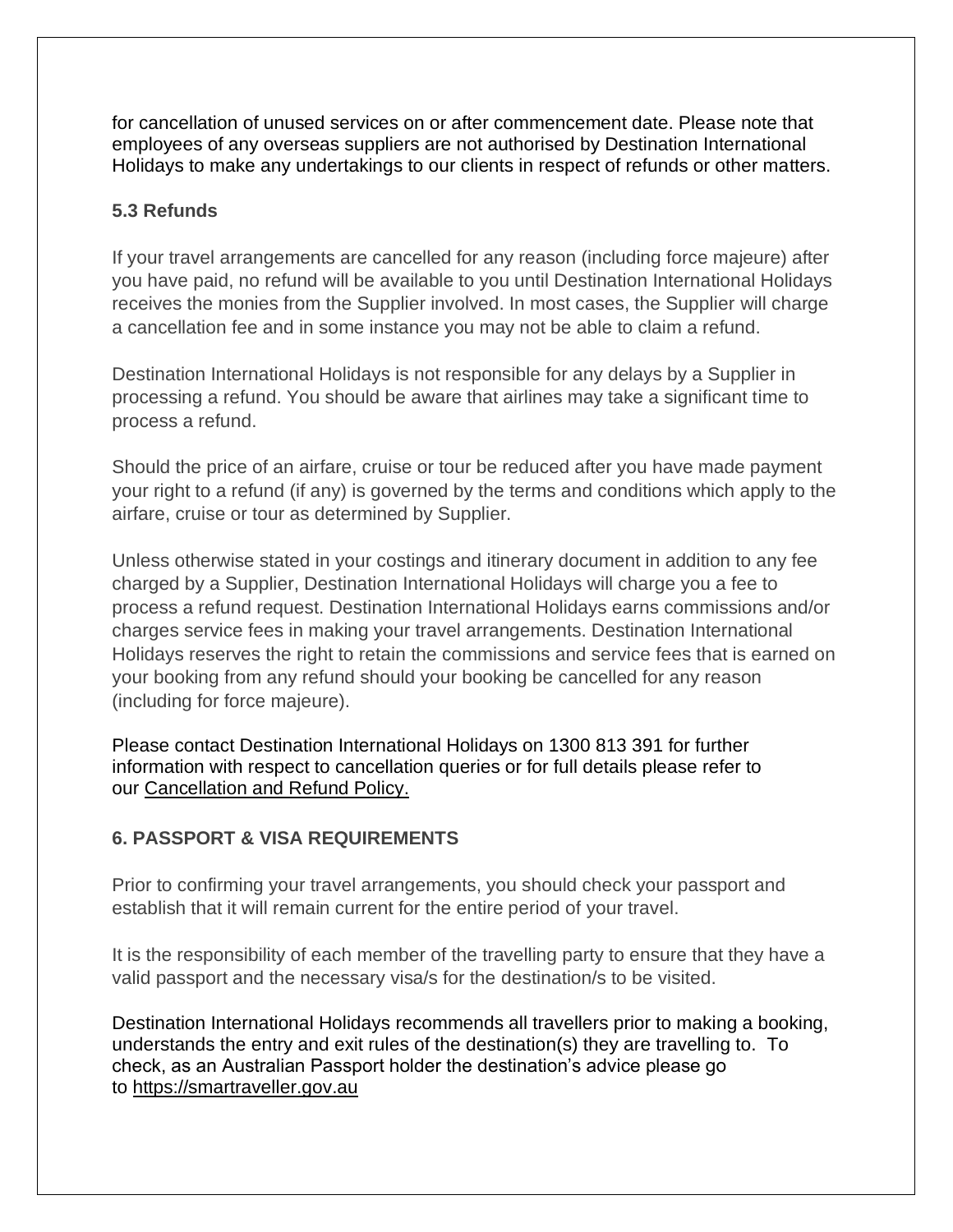for cancellation of unused services on or after commencement date. Please note that employees of any overseas suppliers are not authorised by Destination International Holidays to make any undertakings to our clients in respect of refunds or other matters.

### 5.3 Refunds

If your travel arrangements are cancelled for any reason (including force majeure) after you have paid, no refund will be available to you until Destination International Holidays receives the monies from the Supplier involved. In most cases, the Supplier will charge a cancellation fee and in some instance you may not be able to claim a refund.

Destination International Holidays is not responsible for any delays by a Supplier in processing a refund. You should be aware that airlines may take a significant time to process a refund.

Should the price of an airfare, cruise or tour be reduced after you have made payment your right to a refund (if any) is governed by the terms and conditions which apply to the airfare, cruise or tour as determined by Supplier.

Unless otherwise stated in your costings and itinerary document in addition to any fee charged by a Supplier, Destination International Holidays will charge you a fee to process a refund request. Destination International Holidays earns commissions and/or charges service fees in making your travel arrangements. Destination International Holidays reserves the right to retain the commissions and service fees that is earned on your booking from any refund should your booking be cancelled for any reason (including for force majeure).

Please contact Destination International Holidays on 1300 813 391 for further information with respect to cancellation queries or for full details please refer to our Cancellation and Refund Policy.

## 6. PASSPORT & VISA REQUIREMENTS

Prior to confirming your travel arrangements, you should check your passport and establish that it will remain current for the entire period of your travel.

It is the responsibility of each member of the travelling party to ensure that they have a valid passport and the necessary visa/s for the destination/s to be visited.

Destination International Holidays recommends all travellers prior to making a booking, understands the entry and exit rules of the destination(s) they are travelling to. To check, as an Australian Passport holder the destination's advice please go to https://smartraveller.gov.au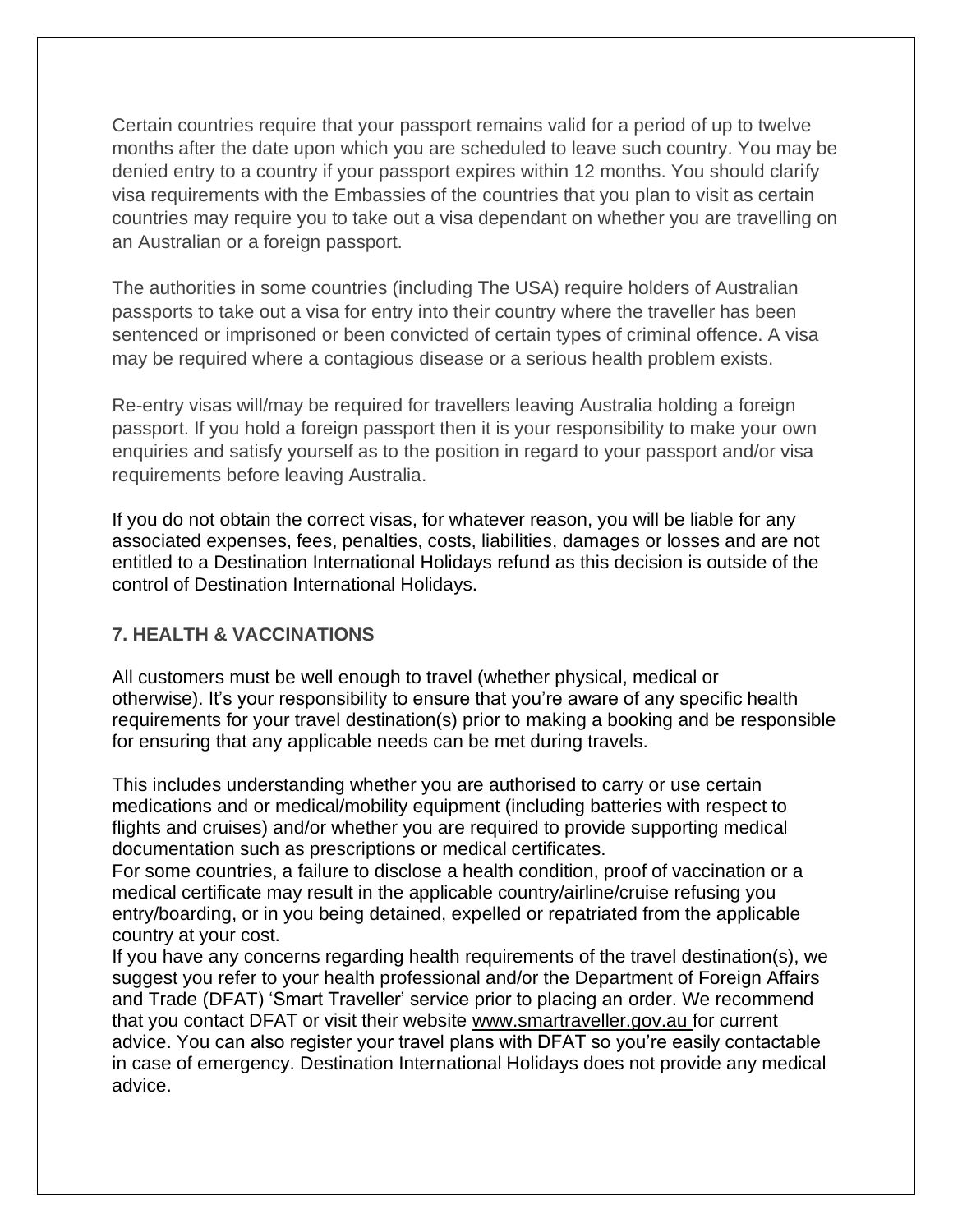Certain countries require that your passport remains valid for a period of up to twelve months after the date upon which you are scheduled to leave such country. You may be denied entry to a country if your passport expires within 12 months. You should clarify visa requirements with the Embassies of the countries that you plan to visit as certain countries may require you to take out a visa dependant on whether you are travelling on an Australian or a foreign passport.

The authorities in some countries (including The USA) require holders of Australian passports to take out a visa for entry into their country where the traveller has been sentenced or imprisoned or been convicted of certain types of criminal offence. A visa may be required where a contagious disease or a serious health problem exists.

Re-entry visas will/may be required for travellers leaving Australia holding a foreign passport. If you hold a foreign passport then it is your responsibility to make your own enquiries and satisfy yourself as to the position in regard to your passport and/or visa requirements before leaving Australia.

If you do not obtain the correct visas, for whatever reason, you will be liable for any associated expenses, fees, penalties, costs, liabilities, damages or losses and are not entitled to a Destination International Holidays refund as this decision is outside of the control of Destination International Holidays.

## 7. HEALTH & VACCINATIONS

All customers must be well enough to travel (whether physical, medical or otherwise). It's your responsibility to ensure that you're aware of any specific health requirements for your travel destination(s) prior to making a booking and be responsible for ensuring that any applicable needs can be met during travels.

This includes understanding whether you are authorised to carry or use certain medications and or medical/mobility equipment (including batteries with respect to flights and cruises) and/or whether you are required to provide supporting medical documentation such as prescriptions or medical certificates.

For some countries, a failure to disclose a health condition, proof of vaccination or a medical certificate may result in the applicable country/airline/cruise refusing you entry/boarding, or in you being detained, expelled or repatriated from the applicable country at your cost.

If you have any concerns regarding health requirements of the travel destination(s), we suggest you refer to your health professional and/or the Department of Foreign Affairs and Trade (DFAT) 'Smart Traveller' service prior to placing an order. We recommend that you contact DFAT or visit their website www.smartraveller.gov.au for current advice. You can also register your travel plans with DFAT so you're easily contactable in case of emergency. Destination International Holidays does not provide any medical advice.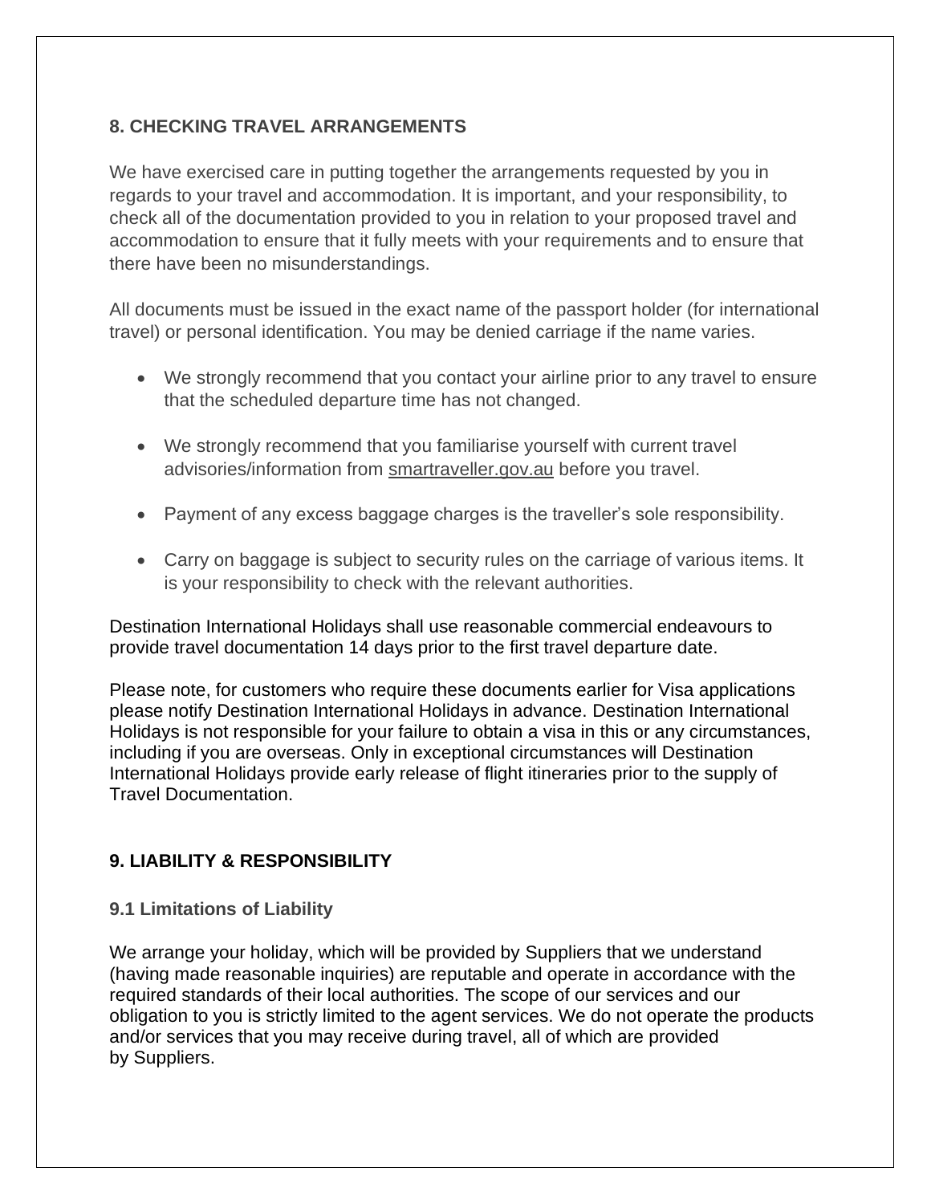## 8. CHECKING TRAVEL ARRANGEMENTS

We have exercised care in putting together the arrangements requested by you in regards to your travel and accommodation. It is important, and your responsibility, to check all of the documentation provided to you in relation to your proposed travel and accommodation to ensure that it fully meets with your requirements and to ensure that there have been no misunderstandings.

All documents must be issued in the exact name of the passport holder (for international travel) or personal identification. You may be denied carriage if the name varies.

- We strongly recommend that you contact your airline prior to any travel to ensure that the scheduled departure time has not changed.
- We strongly recommend that you familiarise yourself with current travel advisories/information from smartraveller.gov.au before you travel.
- Payment of any excess baggage charges is the traveller's sole responsibility.
- Carry on baggage is subject to security rules on the carriage of various items. It is your responsibility to check with the relevant authorities.

Destination International Holidays shall use reasonable commercial endeavours to provide travel documentation 14 days prior to the first travel departure date.

Please note, for customers who require these documents earlier for Visa applications please notify Destination International Holidays in advance. Destination International Holidays is not responsible for your failure to obtain a visa in this or any circumstances, including if you are overseas. Only in exceptional circumstances will Destination International Holidays provide early release of flight itineraries prior to the supply of Travel Documentation.

## 9. LIABILITY & RESPONSIBILITY

### 9.1 Limitations of Liability

We arrange your holiday, which will be provided by Suppliers that we understand (having made reasonable inquiries) are reputable and operate in accordance with the required standards of their local authorities. The scope of our services and our obligation to you is strictly limited to the agent services. We do not operate the products and/or services that you may receive during travel, all of which are provided by Suppliers.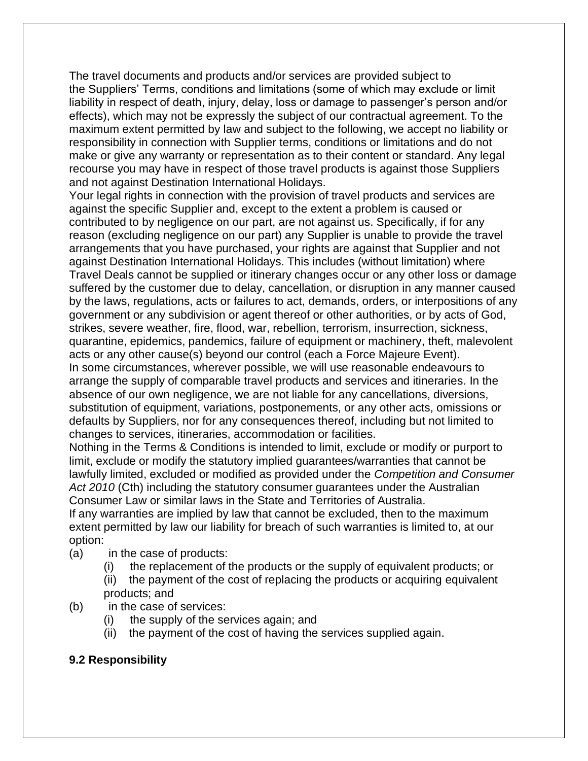The travel documents and products and/or services are provided subject to the Suppliers' Terms, conditions and limitations (some of which may exclude or limit liability in respect of death, injury, delay, loss or damage to passenger's person and/or effects), which may not be expressly the subject of our contractual agreement. To the maximum extent permitted by law and subject to the following, we accept no liability or responsibility in connection with Supplier terms, conditions or limitations and do not make or give any warranty or representation as to their content or standard. Any legal recourse you may have in respect of those travel products is against those Suppliers and not against Destination International Holidays.

Your legal rights in connection with the provision of travel products and services are against the specific Supplier and, except to the extent a problem is caused or contributed to by negligence on our part, are not against us. Specifically, if for any reason (excluding negligence on our part) any Supplier is unable to provide the travel arrangements that you have purchased, your rights are against that Supplier and not against Destination International Holidays. This includes (without limitation) where Travel Deals cannot be supplied or itinerary changes occur or any other loss or damage suffered by the customer due to delay, cancellation, or disruption in any manner caused by the laws, regulations, acts or failures to act, demands, orders, or interpositions of any government or any subdivision or agent thereof or other authorities, or by acts of God, strikes, severe weather, fire, flood, war, rebellion, terrorism, insurrection, sickness, quarantine, epidemics, pandemics, failure of equipment or machinery, theft, malevolent acts or any other cause(s) beyond our control (each a Force Majeure Event).

In some circumstances, wherever possible, we will use reasonable endeavours to arrange the supply of comparable travel products and services and itineraries. In the absence of our own negligence, we are not liable for any cancellations, diversions, substitution of equipment, variations, postponements, or any other acts, omissions or defaults by Suppliers, nor for any consequences thereof, including but not limited to changes to services, itineraries, accommodation or facilities.

Nothing in the Terms & Conditions is intended to limit, exclude or modify or purport to limit, exclude or modify the statutory implied guarantees/warranties that cannot be lawfully limited, excluded or modified as provided under the *Competition and Consumer Act 2010* (Cth) including the statutory consumer guarantees under the Australian Consumer Law or similar laws in the State and Territories of Australia.

If any warranties are implied by law that cannot be excluded, then to the maximum extent permitted by law our liability for breach of such warranties is limited to, at our option:

(a) in the case of products:
   - (i) the replacement of the products or the supply of equivalent products; or
   - (ii) the payment of the cost of replacing the products or acquiring equivalent products; and

(b) in the case of services:
   - (i) the supply of the services again; and
   - (ii) the payment of the cost of having the services supplied again.

**9.2 Responsibility**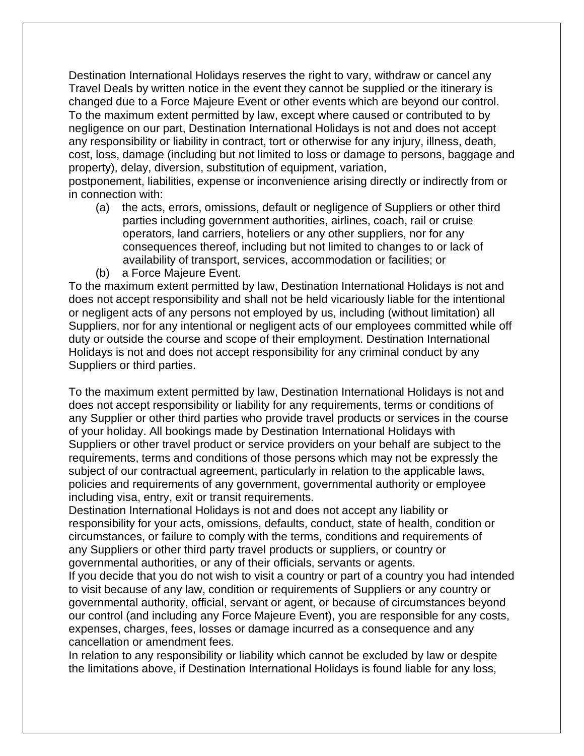Destination International Holidays reserves the right to vary, withdraw or cancel any Travel Deals by written notice in the event they cannot be supplied or the itinerary is changed due to a Force Majeure Event or other events which are beyond our control.

To the maximum extent permitted by law, except where caused or contributed to by negligence on our part, Destination International Holidays is not and does not accept any responsibility or liability in contract, tort or otherwise for any injury, illness, death, cost, loss, damage (including but not limited to loss or damage to persons, baggage and property), delay, diversion, substitution of equipment, variation, postponement, liabilities, expense or inconvenience arising directly or indirectly from or in connection with:

(a) the acts, errors, omissions, default or negligence of Suppliers or other third parties including government authorities, airlines, coach, rail or cruise operators, land carriers, hoteliers or any other suppliers, nor for any consequences thereof, including but not limited to changes to or lack of availability of transport, services, accommodation or facilities; or

(b) a Force Majeure Event.

To the maximum extent permitted by law, Destination International Holidays is not and does not accept responsibility and shall not be held vicariously liable for the intentional or negligent acts of any persons not employed by us, including (without limitation) all Suppliers, nor for any intentional or negligent acts of our employees committed while off duty or outside the course and scope of their employment. Destination International Holidays is not and does not accept responsibility for any criminal conduct by any Suppliers or third parties.

To the maximum extent permitted by law, Destination International Holidays is not and does not accept responsibility or liability for any requirements, terms or conditions of any Supplier or other third parties who provide travel products or services in the course of your holiday. All bookings made by Destination International Holidays with Suppliers or other travel product or service providers on your behalf are subject to the requirements, terms and conditions of those persons which may not be expressly the subject of our contractual agreement, particularly in relation to the applicable laws, policies and requirements of any government, governmental authority or employee including visa, entry, exit or transit requirements.

Destination International Holidays is not and does not accept any liability or responsibility for your acts, omissions, defaults, conduct, state of health, condition or circumstances, or failure to comply with the terms, conditions and requirements of any Suppliers or other third party travel products or suppliers, or country or governmental authorities, or any of their officials, servants or agents.

If you decide that you do not wish to visit a country or part of a country you had intended to visit because of any law, condition or requirements of Suppliers or any country or governmental authority, official, servant or agent, or because of circumstances beyond our control (and including any Force Majeure Event), you are responsible for any costs, expenses, charges, fees, losses or damage incurred as a consequence and any cancellation or amendment fees.

In relation to any responsibility or liability which cannot be excluded by law or despite the limitations above, if Destination International Holidays is found liable for any loss,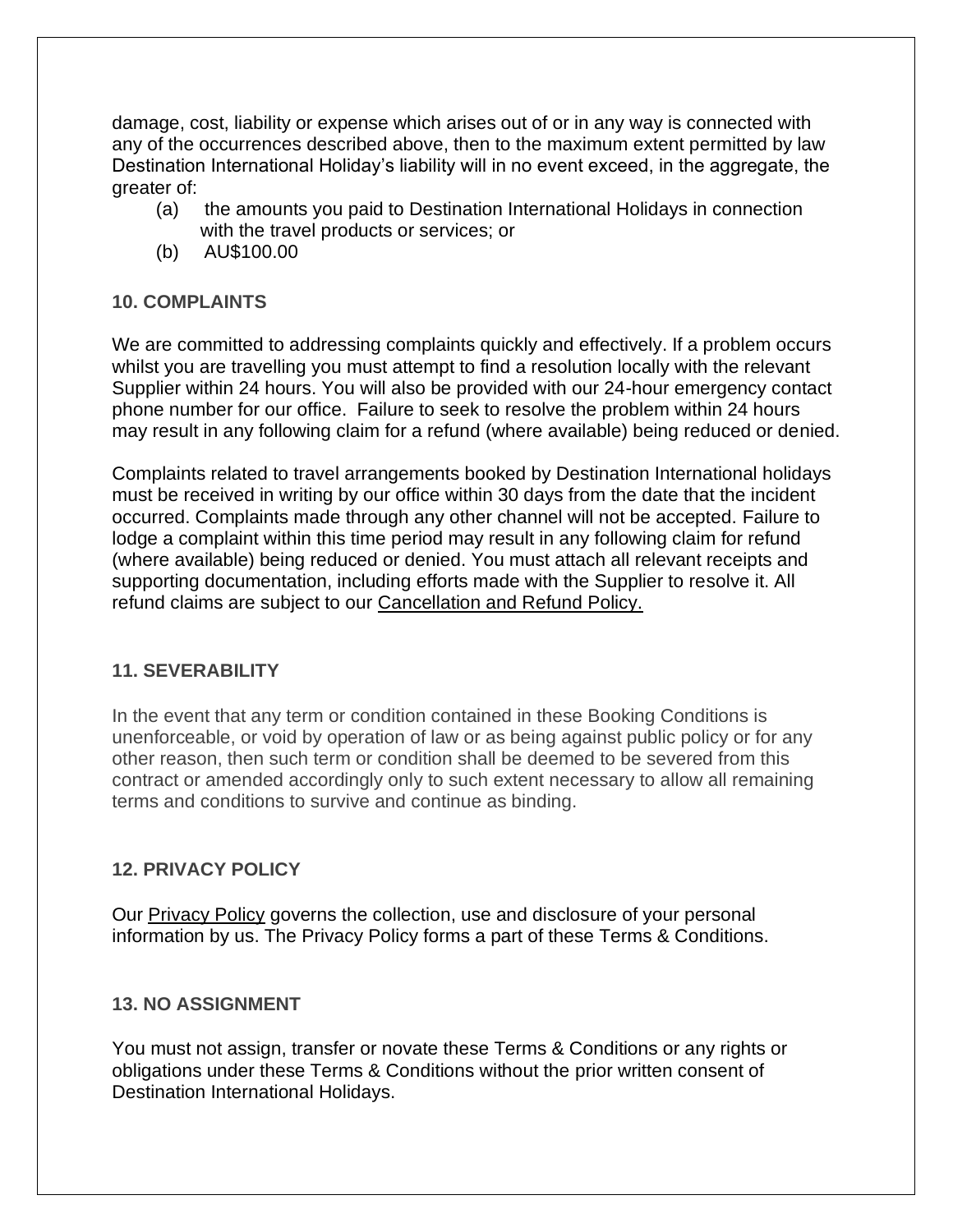damage, cost, liability or expense which arises out of or in any way is connected with any of the occurrences described above, then to the maximum extent permitted by law Destination International Holiday's liability will in no event exceed, in the aggregate, the greater of:

(a) the amounts you paid to Destination International Holidays in connection with the travel products or services; or
(b) AU$100.00

### 10. COMPLAINTS

We are committed to addressing complaints quickly and effectively. If a problem occurs whilst you are travelling you must attempt to find a resolution locally with the relevant Supplier within 24 hours. You will also be provided with our 24-hour emergency contact phone number for our office. Failure to seek to resolve the problem within 24 hours may result in any following claim for a refund (where available) being reduced or denied.

Complaints related to travel arrangements booked by Destination International holidays must be received in writing by our office within 30 days from the date that the incident occurred. Complaints made through any other channel will not be accepted. Failure to lodge a complaint within this time period may result in any following claim for refund (where available) being reduced or denied. You must attach all relevant receipts and supporting documentation, including efforts made with the Supplier to resolve it. All refund claims are subject to our Cancellation and Refund Policy.

### 11. SEVERABILITY

In the event that any term or condition contained in these Booking Conditions is unenforceable, or void by operation of law or as being against public policy or for any other reason, then such term or condition shall be deemed to be severed from this contract or amended accordingly only to such extent necessary to allow all remaining terms and conditions to survive and continue as binding.

### 12. PRIVACY POLICY

Our Privacy Policy governs the collection, use and disclosure of your personal information by us. The Privacy Policy forms a part of these Terms & Conditions.

### 13. NO ASSIGNMENT

You must not assign, transfer or novate these Terms & Conditions or any rights or obligations under these Terms & Conditions without the prior written consent of Destination International Holidays.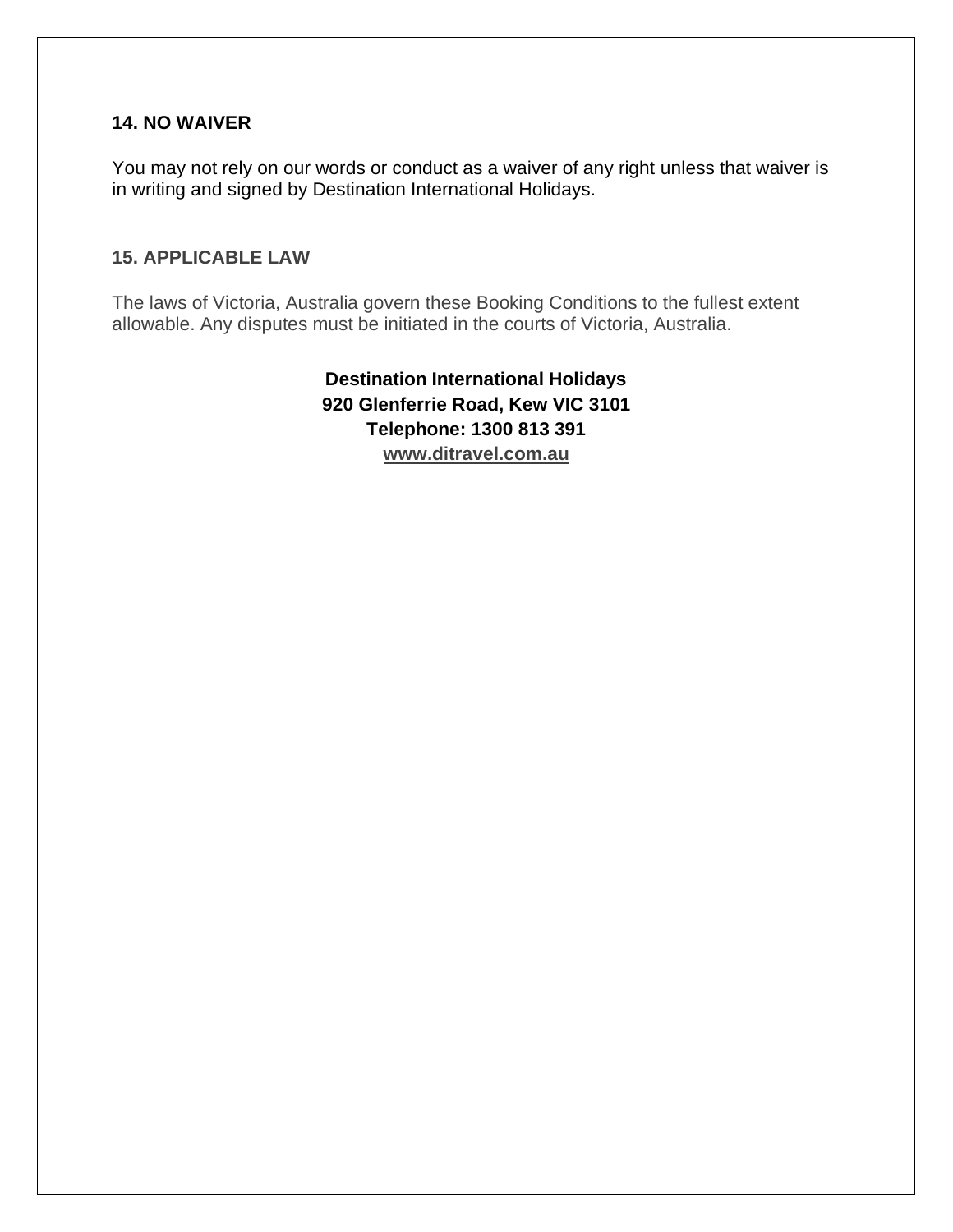### 14. NO WAIVER

You may not rely on our words or conduct as a waiver of any right unless that waiver is in writing and signed by Destination International Holidays.

### 15. APPLICABLE LAW

The laws of Victoria, Australia govern these Booking Conditions to the fullest extent allowable. Any disputes must be initiated in the courts of Victoria, Australia.

**Destination International Holidays**
**920 Glenferrie Road, Kew VIC 3101**
**Telephone: 1300 813 391**
**www.ditravel.com.au**